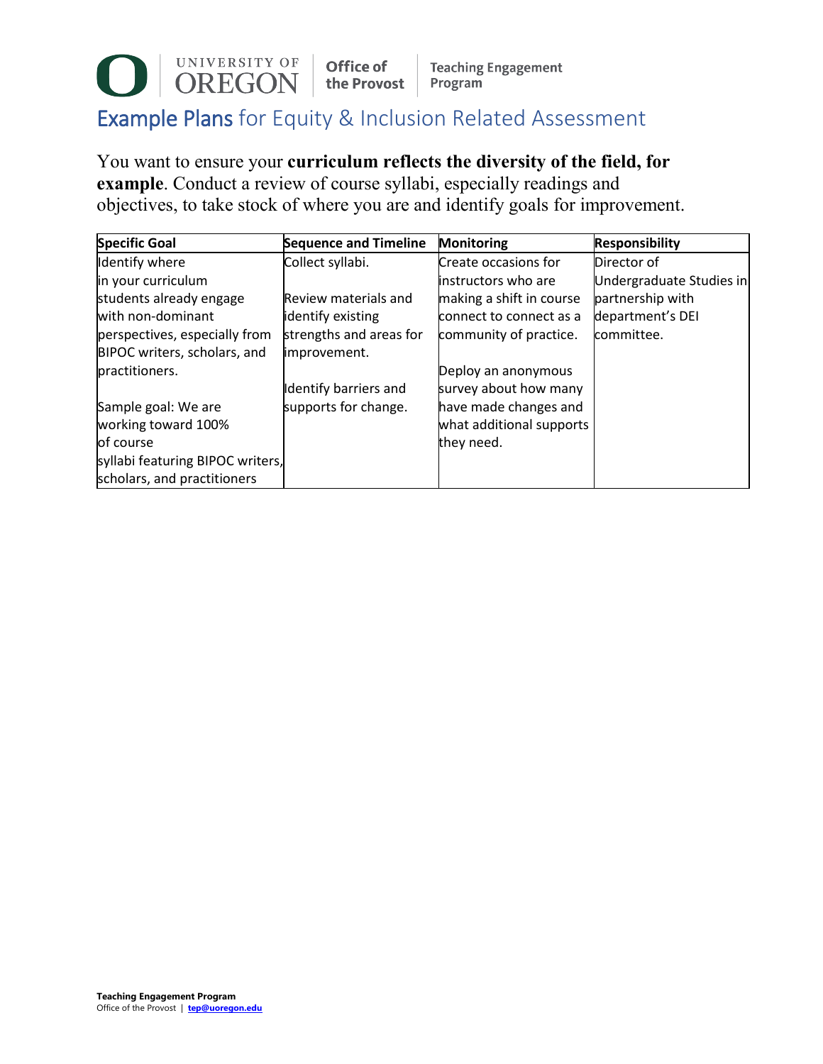# Example Plans for Equity & Inclusion Related Assessment

You want to ensure your **curriculum reflects the diversity of the field, for example**. Conduct a review of course syllabi, especially readings and objectives, to take stock of where you are and identify goals for improvement.

| Specific Goal | Sequence and Timeline | Monitoring | Responsibility |
| --- | --- | --- | --- |
| Identify where in your curriculum students already engage with non-dominant perspectives, especially from BIPOC writers, scholars, and practitioners.<br><br>Sample goal: We are working toward 100% of course syllabi featuring BIPOC writers, scholars, and practitioners | Collect syllabi.<br><br>Review materials and identify existing strengths and areas for improvement.<br><br>Identify barriers and supports for change. | Create occasions for instructors who are making a shift in course connect to connect as a community of practice.<br><br>Deploy an anonymous survey about how many have made changes and what additional supports they need. | Director of Undergraduate Studies in partnership with department's DEI committee. |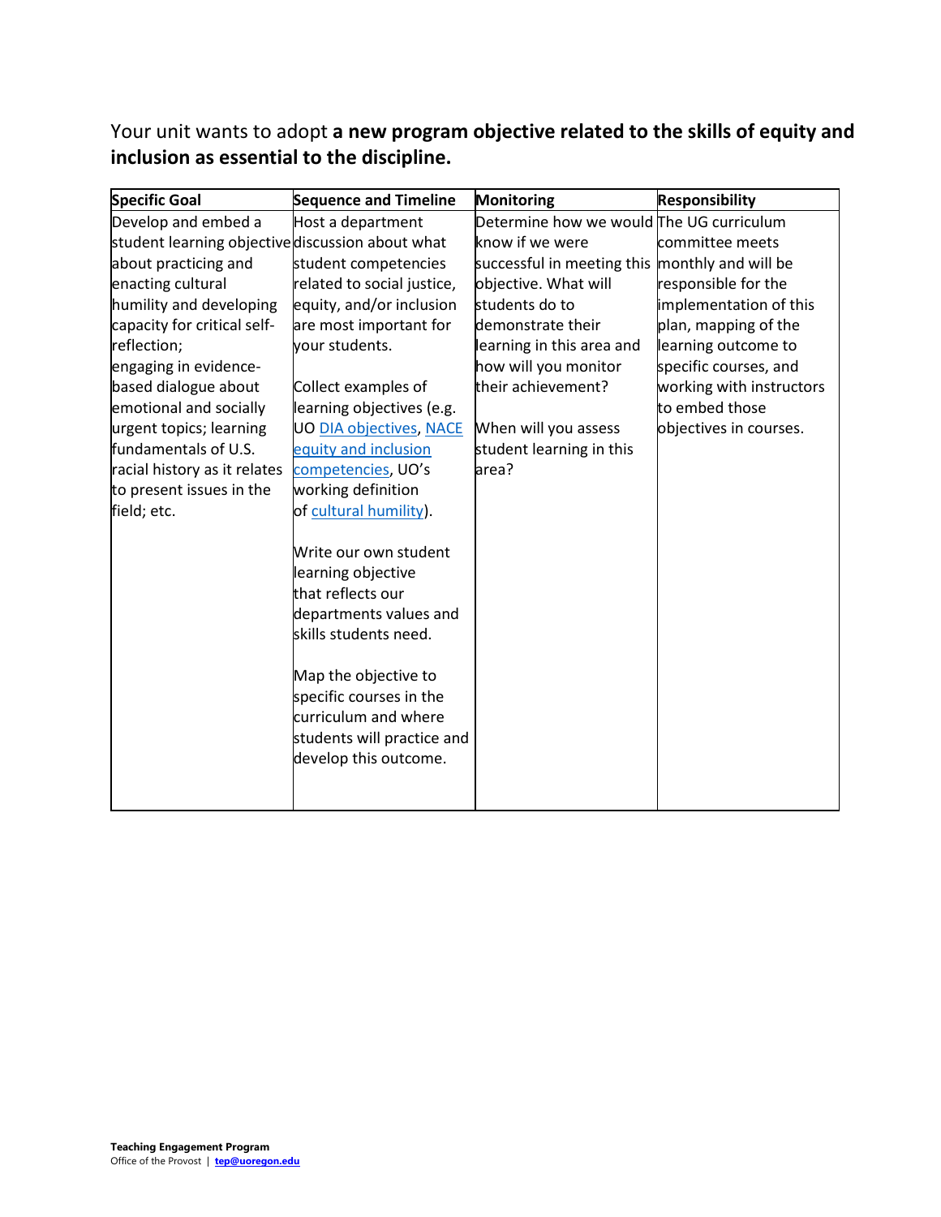Your unit wants to adopt **a new program objective related to the skills of equity and inclusion as essential to the discipline.**

| Specific Goal | Sequence and Timeline | Monitoring | Responsibility |
|---|---|---|---|
| Develop and embed a student learning objective about practicing and enacting cultural humility and developing capacity for critical self-reflection;<br>engaging in evidence-based dialogue about emotional and socially urgent topics; learning fundamentals of U.S. racial history as it relates to present issues in the field; etc. | Host a department discussion about what student competencies related to social justice, equity, and/or inclusion are most important for your students.<br><br>Collect examples of learning objectives (e.g. UO DIA objectives, NACE equity and inclusion competencies, UO's working definition of cultural humility).<br><br>Write our own student learning objective that reflects our departments values and skills students need.<br><br>Map the objective to specific courses in the curriculum and where students will practice and develop this outcome. | Determine how we would know if we were successful in meeting this objective. What will students do to demonstrate their learning in this area and how will you monitor their achievement?<br><br>When will you assess student learning in this area? | The UG curriculum committee meets monthly and will be responsible for the implementation of this plan, mapping of the learning outcome to specific courses, and working with instructors to embed those objectives in courses. |

**Teaching Engagement Program**
Office of the Provost | tep@uoregon.edu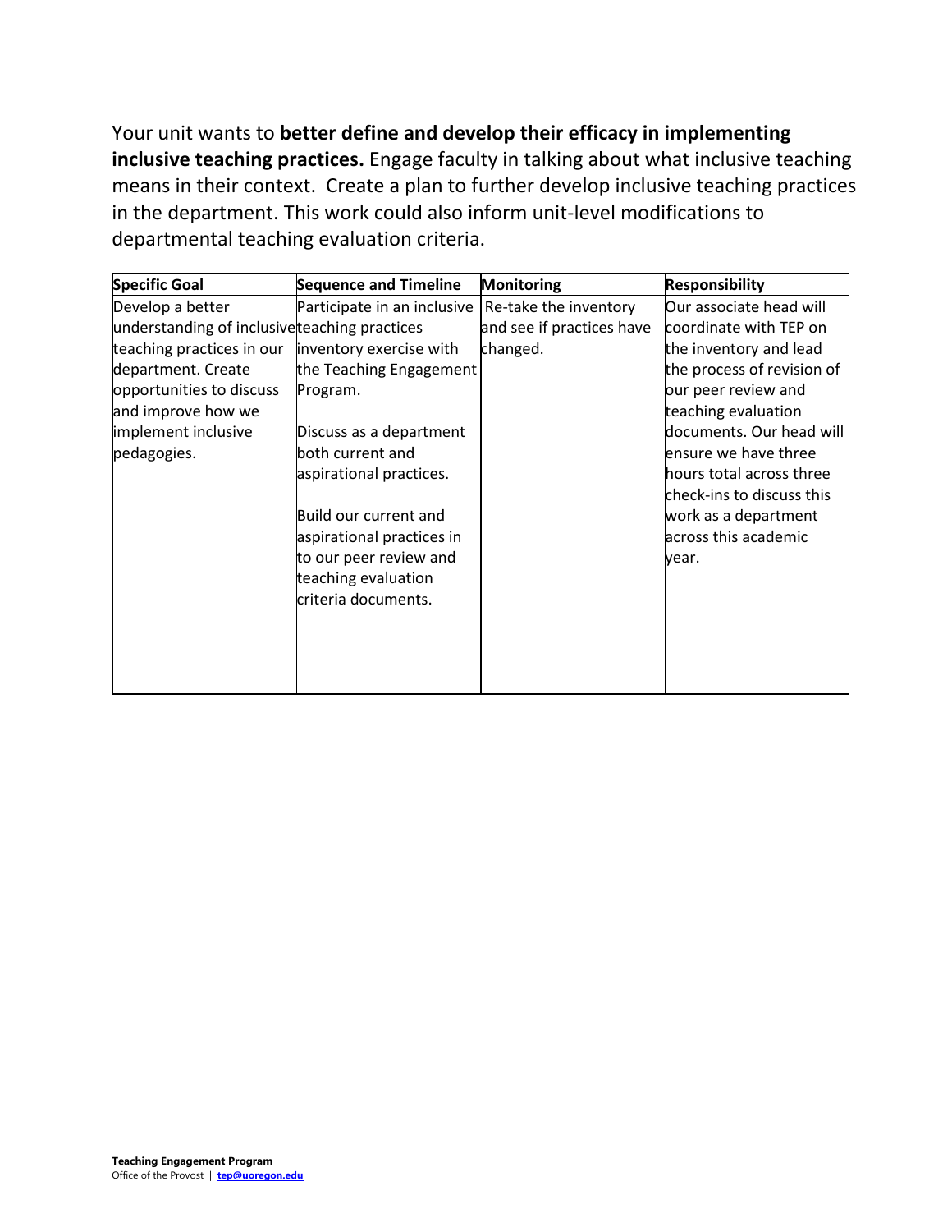Your unit wants to **better define and develop their efficacy in implementing inclusive teaching practices.** Engage faculty in talking about what inclusive teaching means in their context. Create a plan to further develop inclusive teaching practices in the department. This work could also inform unit-level modifications to departmental teaching evaluation criteria.

| Specific Goal | Sequence and Timeline | Monitoring | Responsibility |
|---|---|---|---|
| Develop a better understanding of inclusive teaching practices in our department. Create opportunities to discuss and improve how we implement inclusive pedagogies. | Participate in an inclusive teaching practices inventory exercise with the Teaching Engagement Program.<br><br>Discuss as a department both current and aspirational practices.<br><br>Build our current and aspirational practices in to our peer review and teaching evaluation criteria documents. | Re-take the inventory and see if practices have changed. | Our associate head will coordinate with TEP on the inventory and lead the process of revision of our peer review and teaching evaluation documents. Our head will ensure we have three hours total across three check-ins to discuss this work as a department across this academic year. |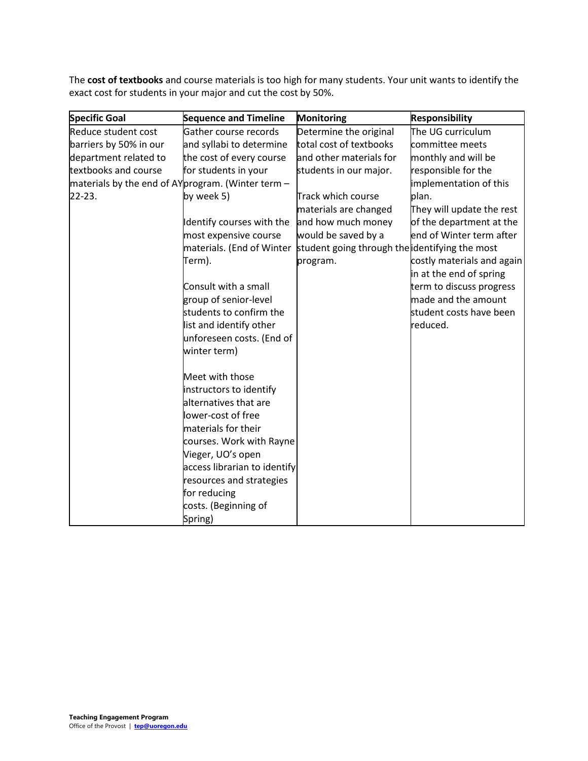The **cost of textbooks** and course materials is too high for many students. Your unit wants to identify the exact cost for students in your major and cut the cost by 50%.

| Specific Goal | Sequence and Timeline | Monitoring | Responsibility |
|---|---|---|---|
| Reduce student cost barriers by 50% in our department related to textbooks and course materials by the end of AY 22-23. | Gather course records and syllabi to determine the cost of every course for students in your program. (Winter term – by week 5)<br><br>Identify courses with the most expensive course materials. (End of Winter Term).<br><br>Consult with a small group of senior-level students to confirm the list and identify other unforeseen costs. (End of winter term)<br><br>Meet with those instructors to identify alternatives that are lower-cost of free materials for their courses. Work with Rayne Vieger, UO's open access librarian to identify resources and strategies for reducing costs. (Beginning of Spring) | Determine the original total cost of textbooks and other materials for students in our major.<br><br>Track which course materials are changed and how much money would be saved by a student going through the program. | The UG curriculum committee meets monthly and will be responsible for the implementation of this plan.<br>They will update the rest of the department at the end of Winter term after identifying the most costly materials and again in at the end of spring term to discuss progress made and the amount student costs have been reduced. |

**Teaching Engagement Program**
Office of the Provost | tep@uoregon.edu